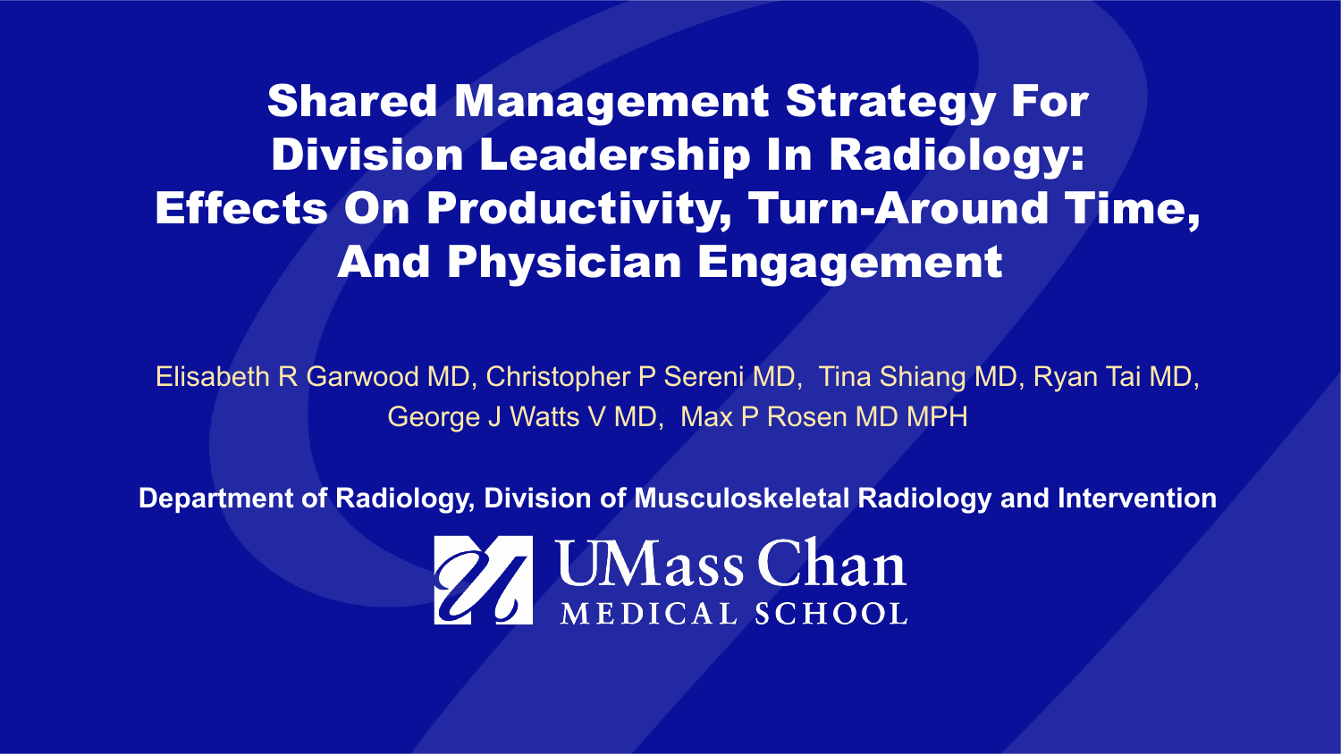# Shared Management Strategy For Division Leadership In Radiology: Effects On Productivity, Turn-Around Time, And Physician Engagement

Elisabeth R Garwood MD, Christopher P Sereni MD, Tina Shiang MD, Ryan Tai MD, George J Watts V MD, Max P Rosen MD MPH

**Department of Radiology, Division of Musculoskeletal Radiology and Intervention**

UMass Chan MEDICAL SCHOOL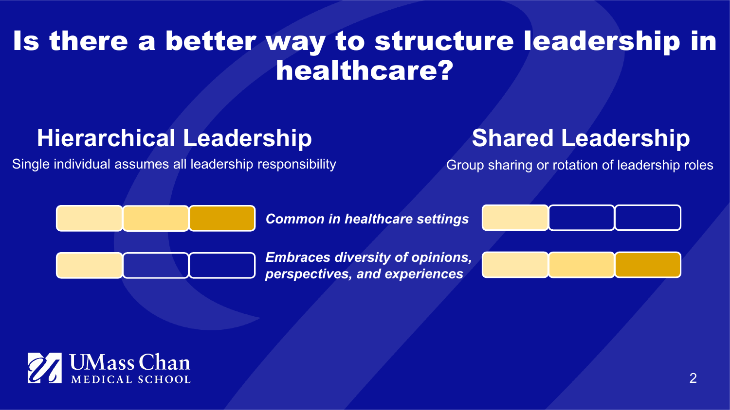# Is there a better way to structure leadership in healthcare?

## Hierarchical Leadership

Single individual assumes all leadership responsibility

## Shared Leadership

Group sharing or rotation of leadership roles

*Common in healthcare settings*

*Embraces diversity of opinions, perspectives, and experiences*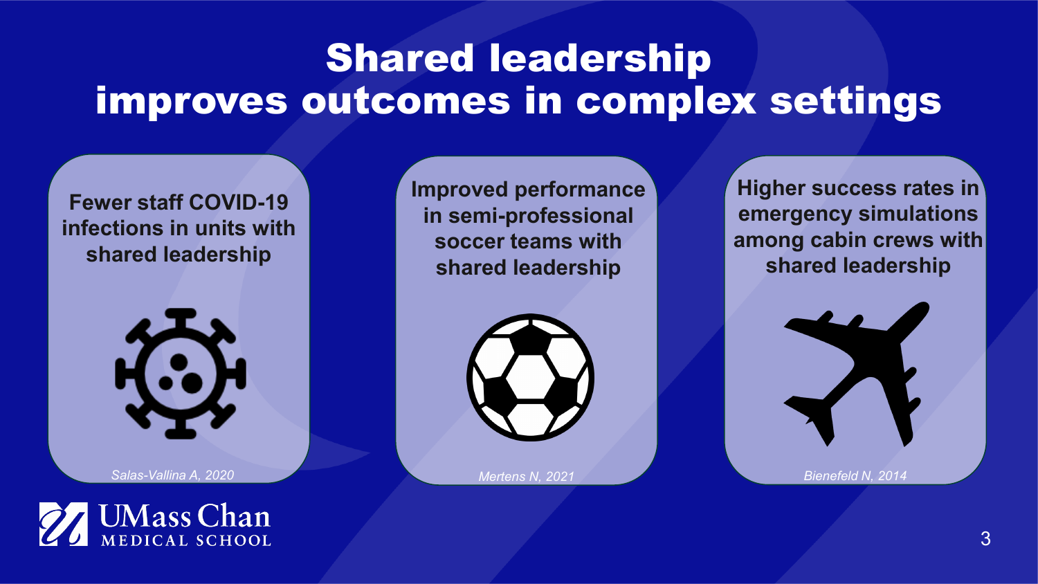# Shared leadership improves outcomes in complex settings

**Fewer staff COVID-19 infections in units with shared leadership**

*Salas-Vallina A, 2020*

**Improved performance in semi-professional soccer teams with shared leadership**

*Mertens N, 2021*

**Higher success rates in emergency simulations among cabin crews with shared leadership**

*Bienefeld N, 2014*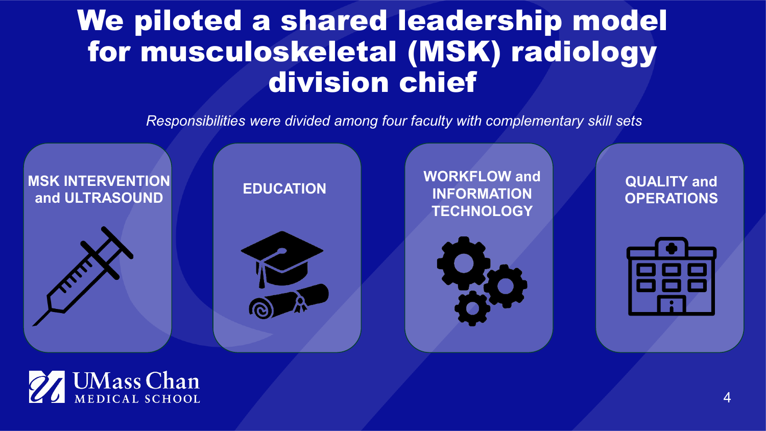# We piloted a shared leadership model for musculoskeletal (MSK) radiology division chief

*Responsibilities were divided among four faculty with complementary skill sets*

- **MSK INTERVENTION and ULTRASOUND**
- **EDUCATION**
- **WORKFLOW and INFORMATION TECHNOLOGY**
- **QUALITY and OPERATIONS**

UMass Chan MEDICAL SCHOOL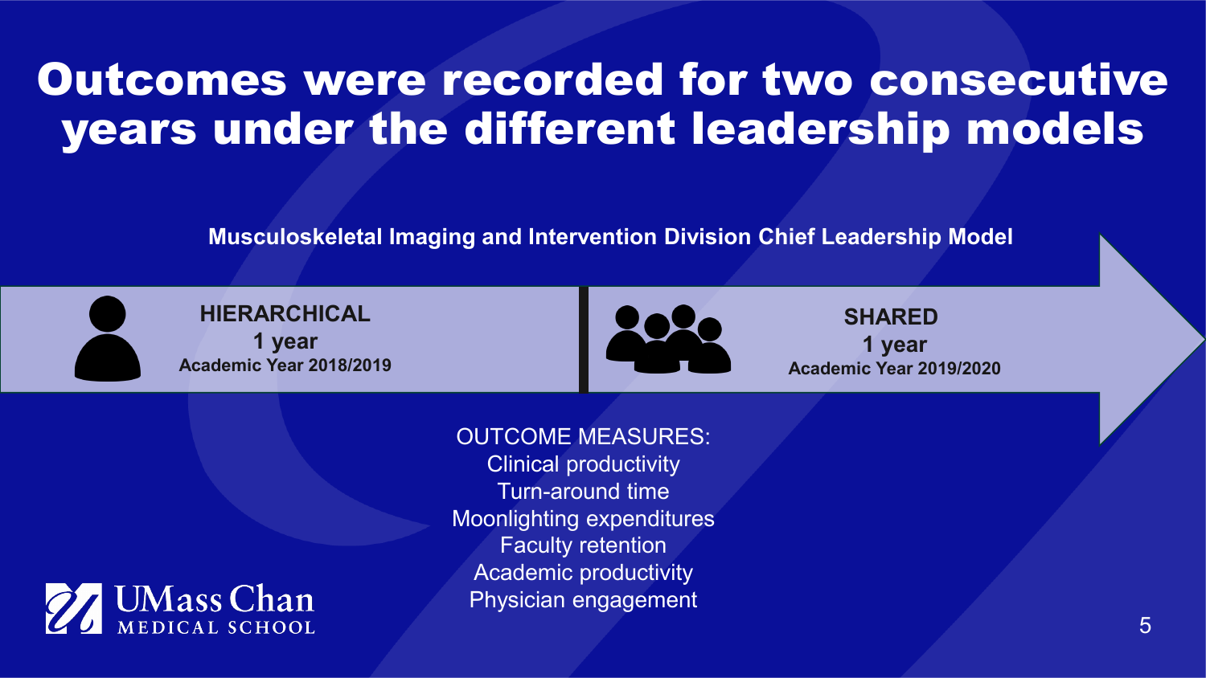# Outcomes were recorded for two consecutive years under the different leadership models

**Musculoskeletal Imaging and Intervention Division Chief Leadership Model**

| HIERARCHICAL | SHARED |
|---|---|
| **1 year** | **1 year** |
| **Academic Year 2018/2019** | **Academic Year 2019/2020** |

OUTCOME MEASURES:
- Clinical productivity
- Turn-around time
- Moonlighting expenditures
- Faculty retention
- Academic productivity
- Physician engagement

UMass Chan MEDICAL SCHOOL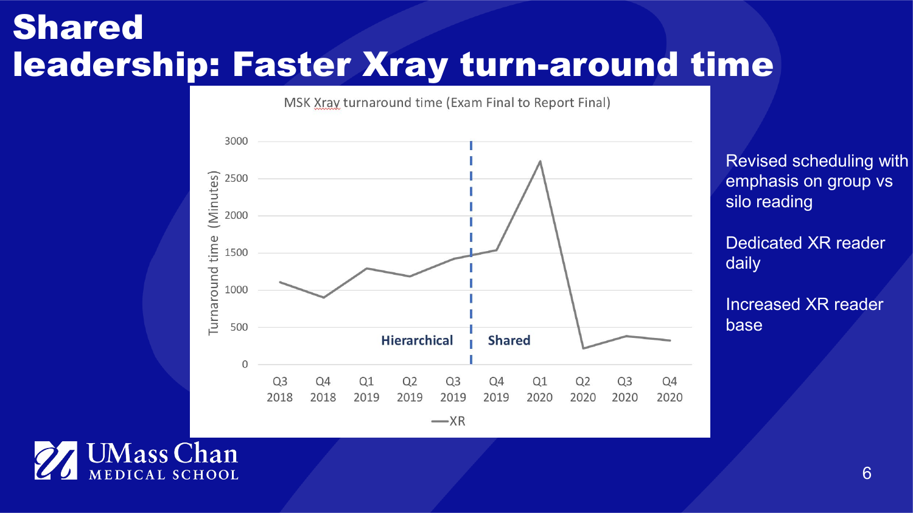# Shared leadership: Faster Xray turn-around time

MSK Xray turnaround time (Exam Final to Report Final)

Turnaround time (Minutes)

3000
2500
2000
1500
1000
500
0

Hierarchical | Shared

Q3 2018, Q4 2018, Q1 2019, Q2 2019, Q3 2019, Q4 2019, Q1 2020, Q2 2020, Q3 2020, Q4 2020

—XR

Revised scheduling with emphasis on group vs silo reading

Dedicated XR reader daily

Increased XR reader base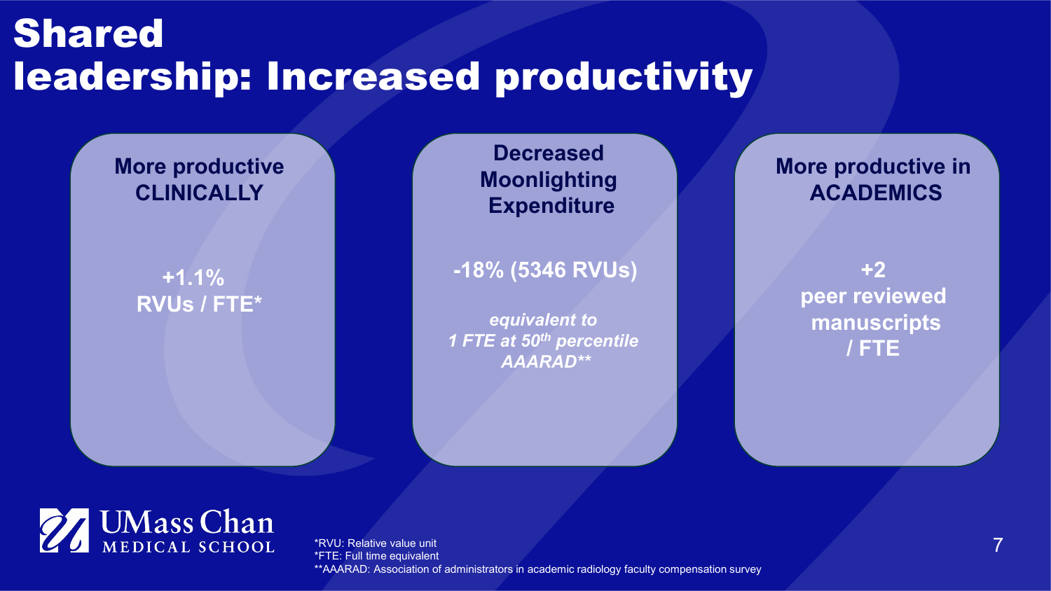# Shared leadership: Increased productivity

**More productive CLINICALLY**

**+1.1%**
**RVUs / FTE***

**Decreased Moonlighting Expenditure**

**-18% (5346 RVUs)**

***equivalent to 1 FTE at 50th percentile AAARAD****

**More productive in ACADEMICS**

**+2**
**peer reviewed manuscripts / FTE**

UMass Chan MEDICAL SCHOOL

*RVU: Relative value unit
*FTE: Full time equivalent
**AAARAD: Association of administrators in academic radiology faculty compensation survey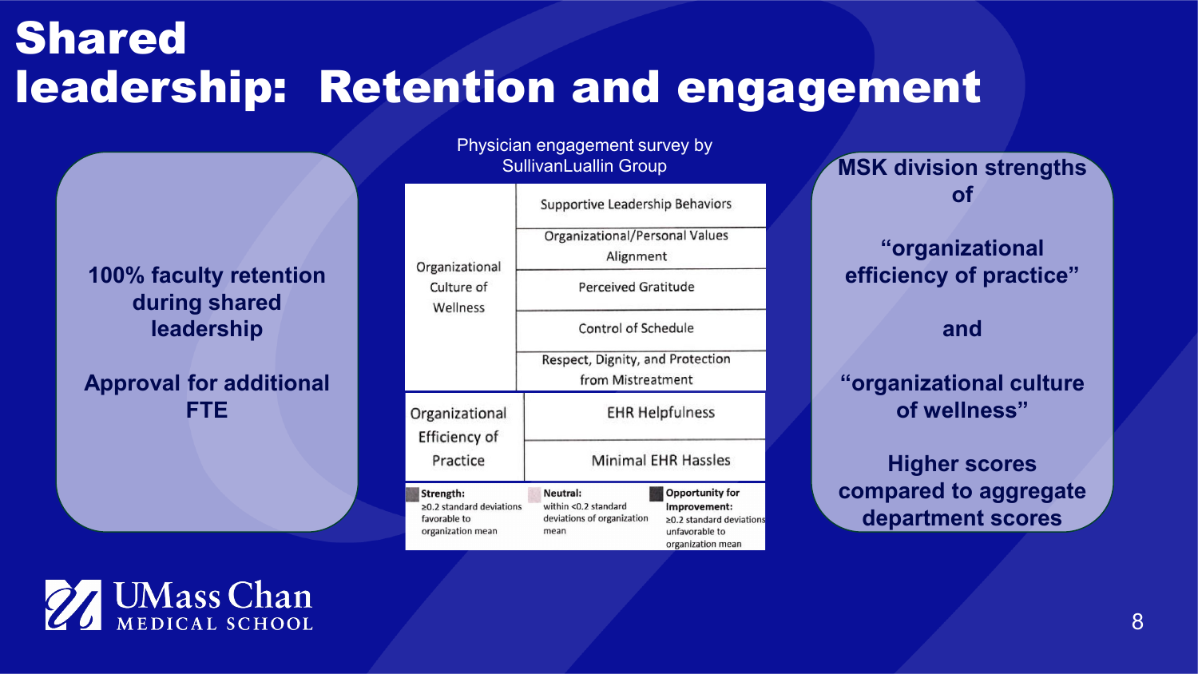# Shared leadership: Retention and engagement

**100% faculty retention during shared leadership**

**Approval for additional FTE**

Physician engagement survey by SullivanLuallin Group

| | |
|---|---|
| Organizational Culture of Wellness | Supportive Leadership Behaviors |
| | Organizational/Personal Values Alignment |
| | Perceived Gratitude |
| | Control of Schedule |
| | Respect, Dignity, and Protection from Mistreatment |
| Organizational Efficiency of Practice | EHR Helpfulness |
| | Minimal EHR Hassles |

**Strength:** ≥0.2 standard deviations favorable to organization mean

**Neutral:** within <0.2 standard deviations of organization mean

**Opportunity for Improvement:** ≥0.2 standard deviations unfavorable to organization mean

**MSK division strengths of**

**"organizational efficiency of practice"**

**and**

**"organizational culture of wellness"**

**Higher scores compared to aggregate department scores**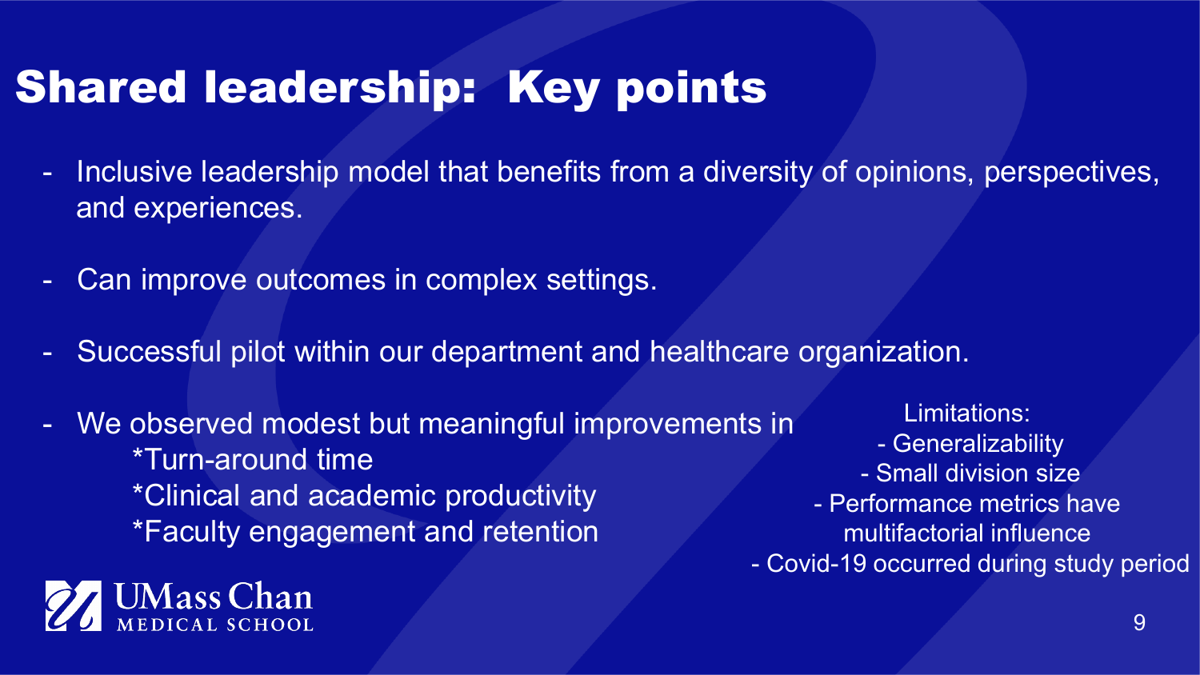# Shared leadership: Key points

- Inclusive leadership model that benefits from a diversity of opinions, perspectives, and experiences.

- Can improve outcomes in complex settings.

- Successful pilot within our department and healthcare organization.

- We observed modest but meaningful improvements in
  - *Turn-around time
  - *Clinical and academic productivity
  - *Faculty engagement and retention

Limitations:

- Generalizability
- Small division size
- Performance metrics have multifactorial influence
- Covid-19 occurred during study period

UMass Chan MEDICAL SCHOOL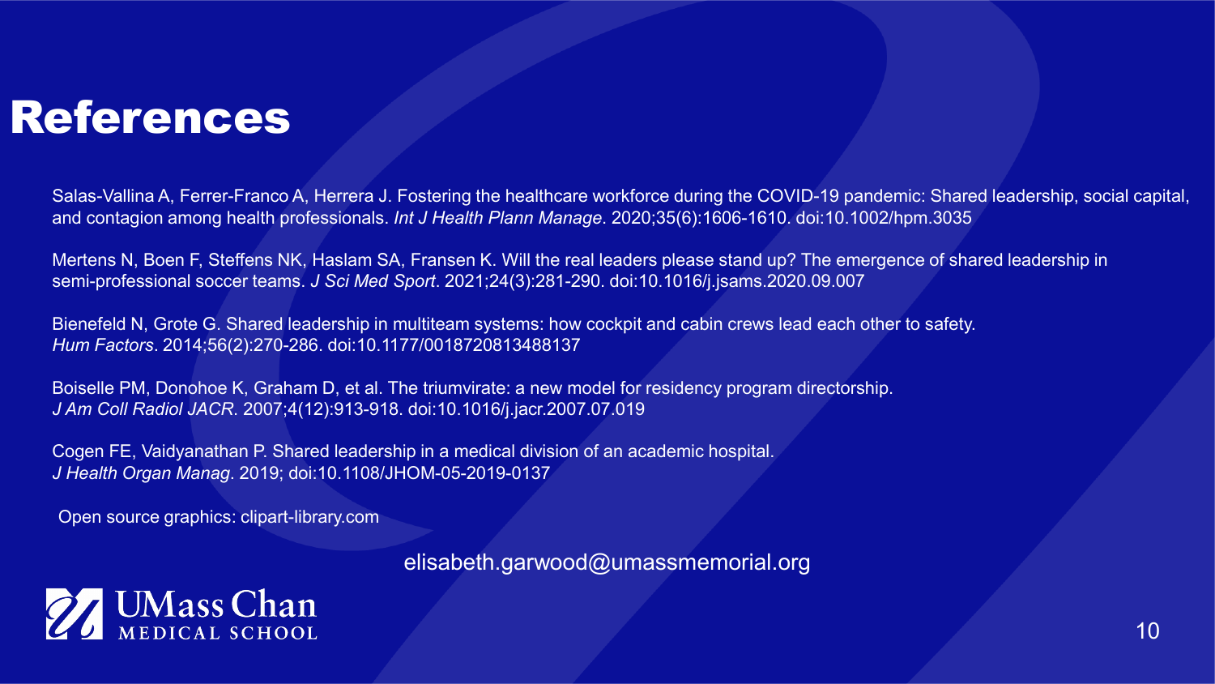# References

Salas-Vallina A, Ferrer-Franco A, Herrera J. Fostering the healthcare workforce during the COVID-19 pandemic: Shared leadership, social capital, and contagion among health professionals. *Int J Health Plann Manage*. 2020;35(6):1606-1610. doi:10.1002/hpm.3035

Mertens N, Boen F, Steffens NK, Haslam SA, Fransen K. Will the real leaders please stand up? The emergence of shared leadership in semi-professional soccer teams. *J Sci Med Sport*. 2021;24(3):281-290. doi:10.1016/j.jsams.2020.09.007

Bienefeld N, Grote G. Shared leadership in multiteam systems: how cockpit and cabin crews lead each other to safety. *Hum Factors*. 2014;56(2):270-286. doi:10.1177/0018720813488137

Boiselle PM, Donohoe K, Graham D, et al. The triumvirate: a new model for residency program directorship. *J Am Coll Radiol JACR*. 2007;4(12):913-918. doi:10.1016/j.jacr.2007.07.019

Cogen FE, Vaidyanathan P. Shared leadership in a medical division of an academic hospital. *J Health Organ Manag*. 2019; doi:10.1108/JHOM-05-2019-0137

Open source graphics: clipart-library.com

elisabeth.garwood@umassmemorial.org

UMass Chan MEDICAL SCHOOL